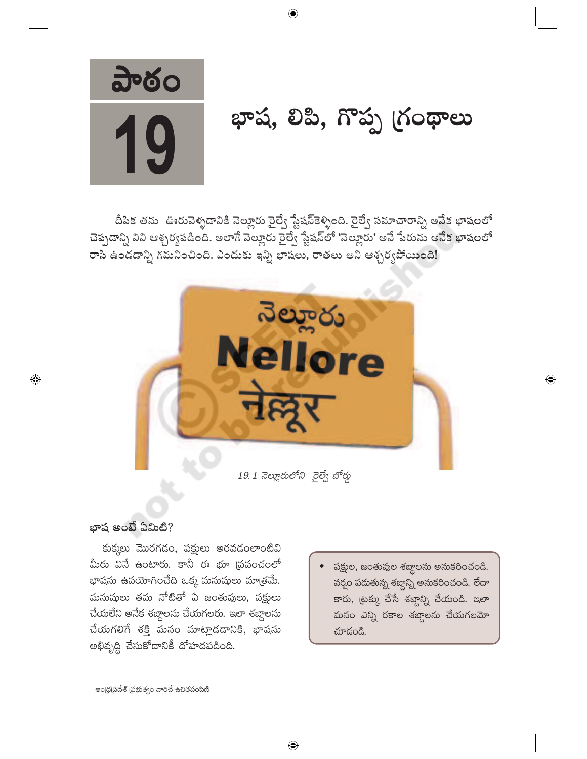# పాఠం 19

# భాష, లిపి, గొప్ప గ్రంథాలు

దీపిక తను ఊరువెళ్ళడానికి నెల్లూరు రైల్వే స్టేషన్‌కెళ్ళింది. రైల్వే సమాచారాన్ని అనేక భాషలలో చెప్పడాన్ని విని ఆశ్చర్యపడింది. అలాగే నెల్లూరు రైల్వే స్టేషన్‌లో 'నెల్లూరు' అనే పేరును అనేక భాషలలో రాసి ఉండడాన్ని గమనించింది. ఎందుకు ఇన్ని భాషలు, రాతలు అని ఆశ్చర్యపోయింది!

నెల్లూరు
Nellore
नेल्लूर

*19.1 నెల్లూరులోని రైల్వే బోర్డు*

## భాష అంటే ఏమిటి?

కుక్కలు మొరగడం, పక్షులు అరవడంలాంటివి మీరు వినే ఉంటారు. కానీ ఈ భూ ప్రపంచంలో భాషను ఉపయోగించేది ఒక్క మనుషులు మాత్రమే. మనుషులు తమ నోటితో ఏ జంతువులు, పక్షులు చేయలేని అనేక శబ్దాలను చేయగలరు. ఇలా శబ్దాలను చేయగలిగే శక్తి మనం మాట్లాడడానికి, భాషను అభివృద్ధి చేసుకోడానికీ దోహదపడింది.

- పక్షుల, జంతువుల శబ్దాలను అనుకరించండి. వర్షం పడుతున్న శబ్దాన్ని అనుకరించండి. లేదా కారు, ట్రక్కు చేసే శబ్దాన్ని చేయండి. ఇలా మనం ఎన్ని రకాల శబ్దాలను చేయగలమో చూడండి.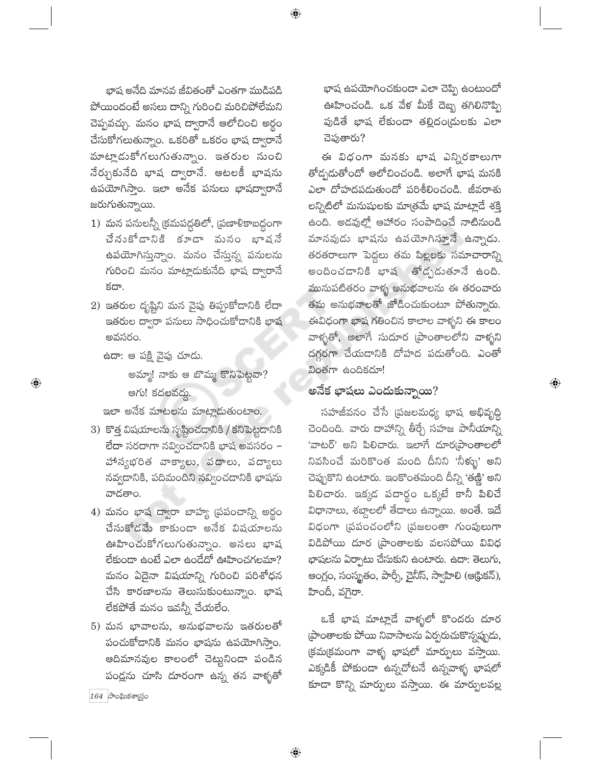భాష అనేది మానవ జీవితంతో ఎంతగా ముడిపడి పోయిందంటే అసలు దాన్ని గురించి మరిచిపోలేమని చెప్పవచ్చు. మనం భాష ద్వారానే ఆలోచించి అర్థం చేసుకోగలుతున్నాం. ఒకరితో ఒకరం భాష ద్వారానే మాట్లాడుకోగలుగుతున్నాం. ఇతరుల నుంచి నేర్చుకునేది భాష ద్వారానే. ఆటలకీ భాషను ఉపయోగిస్తాం. ఇలా అనేక పనులు భాషద్వారానే జరుగుతున్నాయి.

1) మన పనులన్నీ క్రమపద్ధతిలో, ప్రణాళికాబద్ధంగా చేసుకోడానికి కూడా మనం భాషనే ఉపయోగిస్తున్నాం. మనం చేస్తున్న పనులను గురించి మనం మాట్లాడుకునేది భాష ద్వారానే కదా.

2) ఇతరుల దృష్టిని మన వైపు తిప్పుకోడానికి లేదా ఇతరుల ద్వారా పనులు సాధించుకోడానికి భాష అవసరం.

   ఉదా: ఆ పక్షి వైపు చూడు.

   అమ్మా! నాకు ఆ బొమ్మ కొనిపెట్టవా?

   ఆగు! కదలవద్దు.

   ఇలా అనేక మాటలను మాట్లాడుతుంటాం.

3) కొత్త విషయాలను సృష్టించడానికి / కనిపెట్టడానికి లేదా సరదాగా నవ్వించడానికి భాష అవసరం – హాస్యభరిత వాక్యాలు, పదాలు, పద్యాలు నవ్వడానికి, పదిమందిని నవ్వించడానికి భాషను వాడతాం.

4) మనం భాష ద్వారా బాహ్య ప్రపంచాన్ని అర్థం చేసుకోడమే కాకుండా అనేక విషయాలను ఊహించుకోగలుగుతున్నాం. అసలు భాష లేకుండా ఉంటే ఎలా ఉండేదో ఊహించగలమా? మనం ఏదైనా విషయాన్ని గురించి పరిశోధన చేసి కారణాలను తెలుసుకుంటున్నాం. భాష లేకపోతే మనం ఇవన్నీ చేయలేం.

5) మన భావాలను, అనుభవాలను ఇతరులతో పంచుకోడానికి మనం భాషను ఉపయోగిస్తాం. ఆదిమానవుల కాలంలో చెట్టునిండా పండిన పండ్లను చూసి దూరంగా ఉన్న తన వాళ్ళతో భాష ఉపయోగించకుండా ఎలా చెప్పి ఉంటుందో ఊహించండి. ఒక వేళ మీకే దెబ్బ తగిలినొప్పి పుడితే భాష లేకుండా తల్లిదండ్రులకు ఎలా చెపుతారు?

ఈ విధంగా మనకు భాష ఎన్నిరకాలుగా తోడ్పడుతోందో ఆలోచించండి. అలాగే భాష మనకి ఎలా దోహదపడుతుందో పరిశీలించండి. జీవరాశు లన్నిటిలో మనుషులకు మాత్రమే భాష మాట్లాడే శక్తి ఉంది. అడవుల్లో ఆహారం సంపాదించే నాటినుండి మానవుడు భాషను ఉపయోగిస్తూనే ఉన్నాడు. తరతరాలుగా పెద్దలు తమ పిల్లలకు సమాచారాన్ని అందించడానికి భాష తోడ్పడుతూనే ఉంది. మునుపటితరం వాళ్ళ అనుభవాలను ఈ తరంవారు తమ అనుభవాలతో జోడించుకుంటూ పోతున్నారు. ఈవిధంగా భాష గతించిన కాలాల వాళ్ళని ఈ కాలం వాళ్ళతో, అలాగే సుదూర ప్రాంతాలలోని వాళ్ళని దగ్గరగా చేయడానికి దోహద పడుతోంది. ఎంతో వింతగా ఉందికదూ!

## అనేక భాషలు ఎందుకున్నాయి?

సహజీవనం చేసే ప్రజలమధ్య భాష అభివృద్ధి చెందింది. వారు దాహాన్ని తీర్చే సహజ పానీయాన్ని 'వాటర్' అని పిలిచారు. ఇలాగే దూరప్రాంతాలలో నివసించే మరికొంత మంది దీనిని 'నీళ్ళు' అని చెప్పుకొని ఉంటారు. ఇంకొంతమంది దీన్ని 'తణ్ణి' అని పిలిచారు. ఇక్కడ పదార్థం ఒక్కటే కానీ పిలిచే విధానాలు, శబ్దాలలో తేడాలు ఉన్నాయి. అంతే. ఇదే విధంగా ప్రపంచంలోని ప్రజలంతా గుంపులుగా విడిపోయి దూర ప్రాంతాలకు వలసపోయి వివిధ భాషలను ఏర్పాటు చేసుకుని ఉంటారు. ఉదా: తెలుగు, ఆంగ్లం, సంస్కృతం, పార్సీ, చైనీస్, స్వాహిలి (ఆఫ్రికన్), హిందీ, వగైరా.

ఒకే భాష మాట్లాడే వాళ్ళలో కొందరు దూర ప్రాంతాలకు పోయి నివాసాలను ఏర్పరుచుకొన్నప్పుడు, క్రమక్రమంగా వాళ్ళ భాషలో మార్పులు వస్తాయి. ఎక్కడికీ పోకుండా ఉన్నచోటనే ఉన్నవాళ్ళ భాషలో కూడా కొన్ని మార్పులు వస్తాయి. ఈ మార్పులవల్ల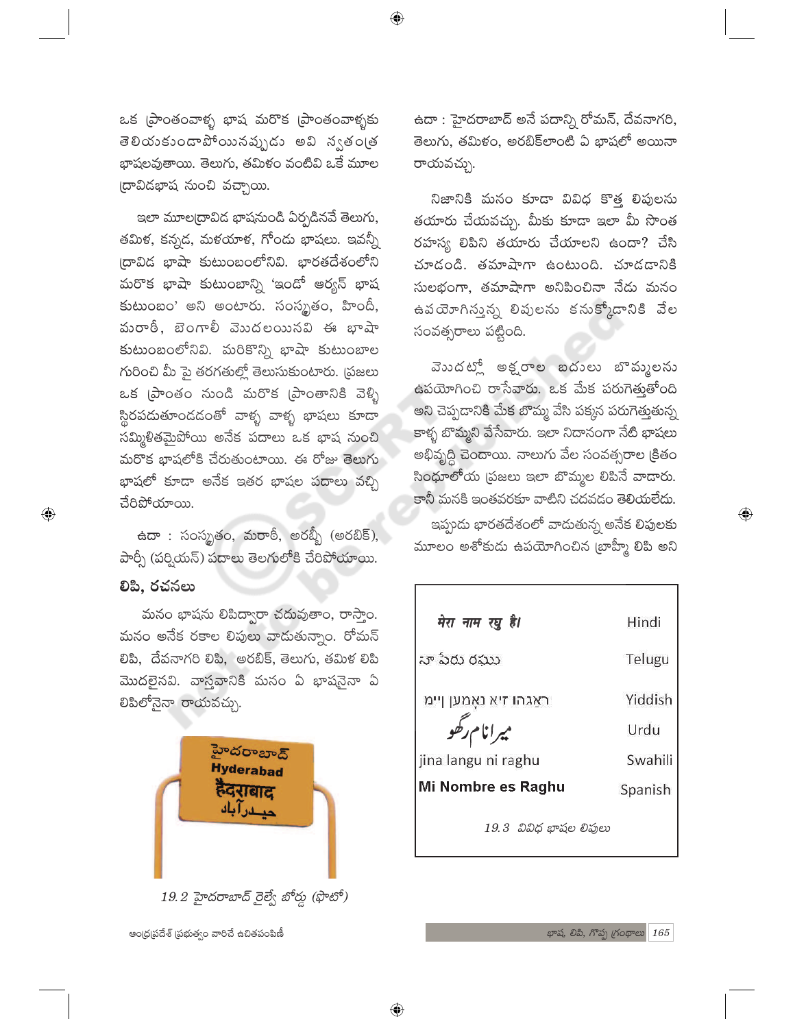ఒక ప్రాంతంవాళ్ళ భాష మరొక ప్రాంతంవాళ్ళకు తెలియకుండాపోయినప్పుడు అవి స్వతంత్ర భాషలవుతాయి. తెలుగు, తమిళం వంటివి ఒకే మూల ద్రావిడభాష నుంచి వచ్చాయి.

ఇలా మూలద్రావిడ భాషనుండి ఏర్పడినవే తెలుగు, తమిళ, కన్నడ, మళయాళ, గోండు భాషలు. ఇవన్నీ ద్రావిడ భాషా కుటుంబంలోనివి. భారతదేశంలోని మరొక భాషా కుటుంబాన్ని 'ఇండో ఆర్యన్ భాష కుటుంబం' అని అంటారు. సంస్కృతం, హిందీ, మరాఠీ, బెంగాలీ మొదలయినవి ఈ భాషా కుటుంబంలోనివి. మరికొన్ని భాషా కుటుంబాల గురించి మీ పై తరగతుల్లో తెలుసుకుంటారు. ప్రజలు ఒక ప్రాంతం నుండి మరొక ప్రాంతానికి వెళ్ళి స్థిరపడుతూండడంతో వాళ్ళ వాళ్ళ భాషలు కూడా సమ్మిళితమైపోయి అనేక పదాలు ఒక భాష నుంచి మరొక భాషలోకి చేరుతుంటాయి. ఈ రోజు తెలుగు భాషలో కూడా అనేక ఇతర భాషల పదాలు వచ్చి చేరిపోయాయి.

ఉదా : సంస్కృతం, మరాఠీ, అరబ్బీ (అరబిక్), పార్శీ (పర్షియన్) పదాలు తెలుగులోకి చేరిపోయాయి.

### లిపి, రచనలు

మనం భాషను లిపిద్వారా చదువుతాం, రాస్తాం. మనం అనేక రకాల లిపులు వాడుతున్నాం. రోమన్ లిపి, దేవనాగరి లిపి, అరబిక్, తెలుగు, తమిళ లిపి మొదలైనవి. వాస్తవానికి మనం ఏ భాషనైనా ఏ లిపిలోనైనా రాయవచ్చు.

19.2 హైదరాబాద్ రైల్వే బోర్డు (ఫొటో)

ఉదా : హైదరాబాద్ అనే పదాన్ని రోమన్, దేవనాగరి, తెలుగు, తమిళం, అరబిక్‌లాంటి ఏ భాషలో అయినా రాయవచ్చు.

నిజానికి మనం కూడా వివిధ కొత్త లిపులను తయారు చేయవచ్చు. మీకు కూడా ఇలా మీ సొంత రహస్య లిపిని తయారు చేయాలని ఉందా? చేసి చూడండి. తమాషాగా ఉంటుంది. చూడడానికి సులభంగా, తమాషాగా అనిపించినా నేడు మనం ఉపయోగిస్తున్న లిపులను కనుక్కోడానికి వేల సంవత్సరాలు పట్టింది.

మొదట్లో అక్షరాల బదులు బొమ్మలను ఉపయోగించి రాసేవారు. ఒక మేక పరుగెత్తుతోంది అని చెప్పడానికి మేక బొమ్మ వేసి పక్కన పరుగెత్తుతున్న కాళ్ళ బొమ్మని వేసేవారు. ఇలా నిదానంగా నేటి భాషలు అభివృద్ధి చెందాయి. నాలుగు వేల సంవత్సరాల క్రితం సింధూలోయ ప్రజలు ఇలా బొమ్మల లిపినే వాడారు. కానీ మనకి ఇంతవరకూ వాటిని చదవడం తెలియలేదు.

ఇప్పుడు భారతదేశంలో వాడుతున్న అనేక లిపులకు మూలం అశోకుడు ఉపయోగించిన బ్రాహ్మీ లిపి అని

| | |
|---|---|
| मेरा नाम रघु है। | Hindi |
| నా పేరు రఘు | Telugu |
| ראַגהו איז נאָמען מיין | Yiddish |
| میرا نام رگھو | Urdu |
| jina langu ni raghu | Swahili |
| **Mi Nombre es Raghu** | Spanish |

19.3 వివిధ భాషల లిపులు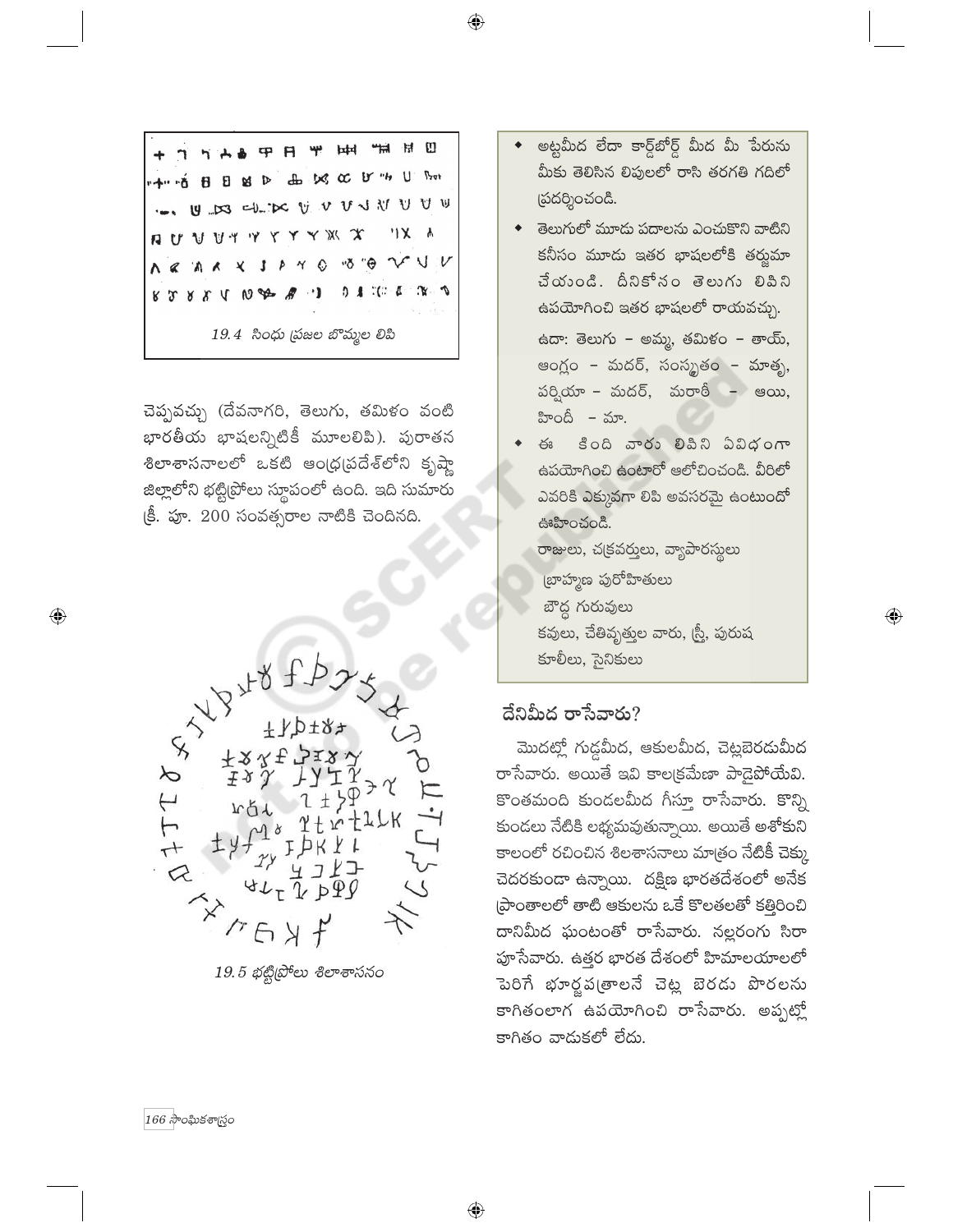19.4 సింధు ప్రజల బొమ్మల లిపి

చెప్పవచ్చు (దేవనాగరి, తెలుగు, తమిళం వంటి భారతీయ భాషలన్నిటికీ మూలలిపి). పురాతన శిలాశాసనాలలో ఒకటి ఆంధ్రప్రదేశ్‌లోని కృష్ణా జిల్లాలోని భట్టిప్రోలు స్థూపంలో ఉంది. ఇది సుమారు క్రీ. పూ. 200 సంవత్సరాల నాటికి చెందినది.

19.5 భట్టిప్రోలు శిలాశాసనం

- అట్టమీద లేదా కార్డ్‌బోర్డ్ మీద మీ పేరును మీకు తెలిసిన లిపులలో రాసి తరగతి గదిలో ప్రదర్శించండి.
- తెలుగులో మూడు పదాలను ఎంచుకొని వాటిని కనీసం మూడు ఇతర భాషలలోకి తర్జుమా చేయండి. దీనికోసం తెలుగు లిపిని ఉపయోగించి ఇతర భాషలలో రాయవచ్చు.

  ఉదా: తెలుగు – అమ్మ, తమిళం – తాయ్, ఆంగ్లం – మదర్, సంస్కృతం – మాతృ, పర్షియా – మదర్, మరాఠీ – ఆయి, హిందీ – మా.
- ఈ కింది వారు లిపిని ఏవిధంగా ఉపయోగించి ఉంటారో ఆలోచించండి. వీరిలో ఎవరికి ఎక్కువగా లిపి అవసరమై ఉంటుందో ఊహించండి.

  రాజులు, చక్రవర్తులు, వ్యాపారస్థులు
  బ్రాహ్మణ పురోహితులు
  బౌద్ధ గురువులు
  కవులు, చేతివృత్తుల వారు, స్త్రీ, పురుష కూలీలు, సైనికులు

## దేనిమీద రాసేవారు?

మొదట్లో గుడ్డమీద, ఆకులమీద, చెట్లబెరడుమీద రాసేవారు. అయితే ఇవి కాలక్రమేణా పాడైపోయేవి. కొంతమంది కుండలమీద గీస్తూ రాసేవారు. కొన్ని కుండలు నేటికి లభ్యమవుతున్నాయి. అయితే అశోకుని కాలంలో రచించిన శిలాశాసనాలు మాత్రం నేటికీ చెక్కు చెదరకుండా ఉన్నాయి. దక్షిణ భారతదేశంలో అనేక ప్రాంతాలలో తాటి ఆకులను ఒకే కొలతలతో కత్తిరించి దానిమీద ఘంటంతో రాసేవారు. నల్లరంగు సిరా పూసేవారు. ఉత్తర భారత దేశంలో హిమాలయాలలో పెరిగే భూర్జపత్రాలనే చెట్ల బెరడు పొరలను కాగితంలాగ ఉపయోగించి రాసేవారు. అప్పట్లో కాగితం వాడుకలో లేదు.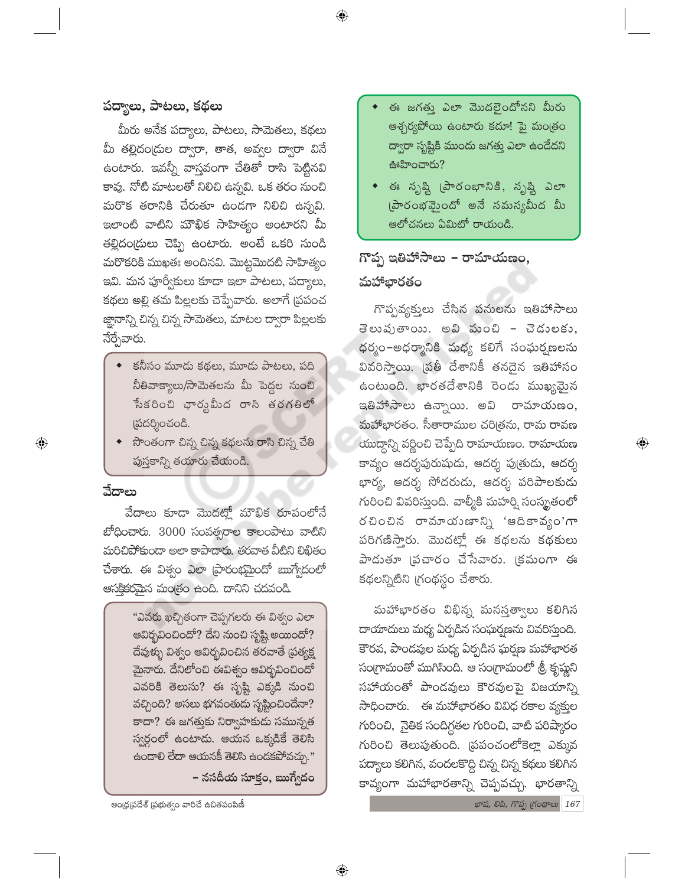## పద్యాలు, పాటలు, కథలు

మీరు అనేక పద్యాలు, పాటలు, సామెతలు, కథలు మీ తల్లిదండ్రుల ద్వారా, తాత, అవ్వల ద్వారా విని ఉంటారు. ఇవన్నీ వాస్తవంగా చేతితో రాసి పెట్టినవి కావు. నోటి మాటలతో నిలిచి ఉన్నవి. ఒక తరం నుంచి మరొక తరానికి చేరుతూ ఉండగా నిలిచి ఉన్నవి. ఇలాంటి వాటిని మౌఖిక సాహిత్యం అంటారని మీ తల్లిదండ్రులు చెప్పి ఉంటారు. అంటే ఒకరి నుండి మరొకరికి ముఖతః అందినవి. మొట్టమొదటి సాహిత్యం ఇవి. మన పూర్వీకులు కూడా ఇలా పాటలు, పద్యాలు, కథలు అల్లి తమ పిల్లలకు చెప్పేవారు. అలాగే ప్రపంచ జ్ఞానాన్ని చిన్న చిన్న సామెతలు, మాటల ద్వారా పిల్లలకు నేర్పేవారు.

- కనీసం మూడు కథలు, మూడు పాటలు, పది నీతివాక్యాలు/సామెతలను మీ పెద్దల నుంచి సేకరించి ఛార్టుమీద రాసి తరగతిలో ప్రదర్శించండి.
- సొంతంగా చిన్న చిన్న కథలను రాసి చిన్న చేతి పుస్తకాన్ని తయారు చేయండి.

## వేదాలు

వేదాలు కూడా మొదట్లో మౌఖిక రూపంలోనే బోధించారు. 3000 సంవత్సరాల కాలంపాటు వాటిని మరిచిపోకుండా అలా కాపాడారు. తరవాత వీటిని లిఖితం చేశారు. ఈ విశ్వం ఎలా ప్రారంభమైందో ఋగ్వేదంలో ఆసక్తికరమైన మంత్రం ఉంది. దానిని చదవండి.

> "ఎవరు ఖచ్చితంగా చెప్పగలరు ఈ విశ్వం ఎలా ఆవిర్భవించిందో? దేని నుంచి సృష్టి అయిందో? దేవుళ్ళు విశ్వం ఆవిర్భవించిన తరవాతే ప్రత్యక్ష మైనారు. దేనిలోంచి ఈవిశ్వం ఆవిర్భవించిందో ఎవరికి తెలుసు? ఈ సృష్టి ఎక్కడి నుంచి వచ్చింది? అసలు భగవంతుడు సృష్టించిందేనా? కాదా? ఈ జగత్తుకు నిర్వాహకుడు సమున్నత స్వర్గంలో ఉంటాడు. ఆయన ఒక్కడికే తెలిసి ఉండాలి లేదా ఆయనకీ తెలిసి ఉండకపోవచ్చు."
>
> – నసదీయ సూక్తం, ఋగ్వేదం

- ఈ జగత్తు ఎలా మొదలైందోనని మీరు ఆశ్చర్యపోయి ఉంటారు కదూ! పై మంత్రం ద్వారా సృష్టికి ముందు జగత్తు ఎలా ఉండేదని ఊహించారు?
- ఈ సృష్టి ప్రారంభానికి, సృష్టి ఎలా ప్రారంభమైందో అనే సమస్యమీద మీ ఆలోచనలు ఏమిటో రాయండి.

## గొప్ప ఇతిహాసాలు – రామాయణం, మహాభారతం

గొప్పవ్యక్తులు చేసిన పనులను ఇతిహాసాలు తెలుపుతాయి. అవి మంచి – చెడులకు, ధర్మం–అధర్మానికి మధ్య కలిగే సంఘర్షణలను వివరిస్తాయి. ప్రతీ దేశానికీ తనదైన ఇతిహాసం ఉంటుంది. భారతదేశానికి రెండు ముఖ్యమైన ఇతిహాసాలు ఉన్నాయి. అవి రామాయణం, మహాభారతం. సీతారాముల చరిత్రను, రామ రావణ యుద్ధాన్ని వర్ణించి చెప్పేది రామాయణం. రామాయణ కావ్యం ఆదర్శపురుషుడు, ఆదర్శ పుత్రుడు, ఆదర్శ భార్య, ఆదర్శ సోదరుడు, ఆదర్శ పరిపాలకుడు గురించి వివరిస్తుంది. వాల్మీకి మహర్షి సంస్కృతంలో రచించిన రామాయణాన్ని 'ఆదికావ్యం'గా పరిగణిస్తారు. మొదట్లో ఈ కథలను కథకులు పాడుతూ ప్రచారం చేసేవారు. క్రమంగా ఈ కథలన్నిటిని గ్రంథస్థం చేశారు.

మహాభారతం విభిన్న మనస్తత్వాలు కలిగిన దాయాదులు మధ్య ఏర్పడిన సంఘర్షణను వివరిస్తుంది. కౌరవ, పాండవుల మధ్య ఏర్పడిన ఘర్షణ మహాభారత సంగ్రామంతో ముగిసింది. ఆ సంగ్రామంలో శ్రీ కృష్ణుని సహాయంతో పాండవులు కౌరవులపై విజయాన్ని సాధించారు. ఈ మహాభారతం వివిధ రకాల వ్యక్తుల గురించి, నైతిక సందిగ్ధతల గురించి, వాటి పరిష్కారం గురించి తెలుపుతుంది. ప్రపంచంలోకెల్లా ఎక్కువ పద్యాలు కలిగిన, వందలకొద్ది చిన్న చిన్న కథలు కలిగిన కావ్యంగా మహాభారతాన్ని చెప్పవచ్చు. భారతాన్ని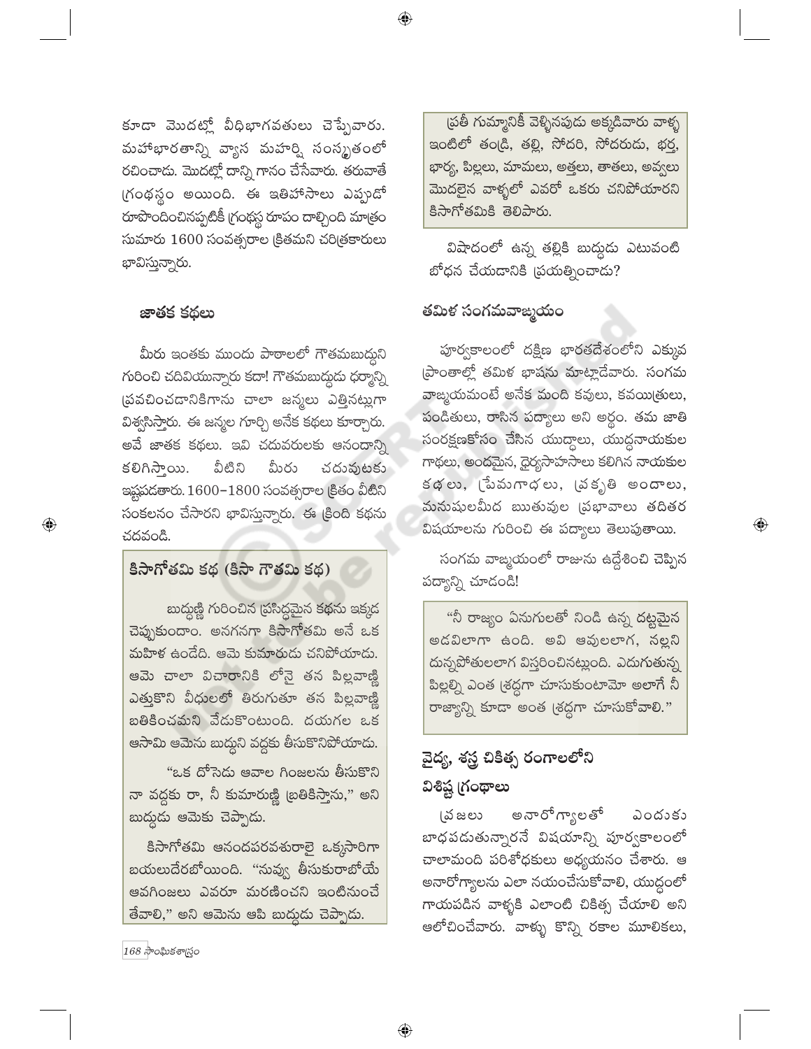కూడా మొదట్లో వీధిభాగవతులు చెప్పేవారు. మహాభారతాన్ని వ్యాస మహర్షి సంస్కృతంలో రచించాడు. మొదట్లో దాన్ని గానం చేసేవారు. తరువాతే గ్రంథస్థం అయింది. ఈ ఇతిహాసాలు ఎప్పుడో రూపొందించినప్పటికీ గ్రంథస్థ రూపం దాల్చింది మాత్రం సుమారు 1600 సంవత్సరాల క్రితమని చరిత్రకారులు భావిస్తున్నారు.

### జాతక కథలు

మీరు ఇంతకు ముందు పాఠాలలో గౌతమబుద్ధుని గురించి చదివియున్నారు కదా! గౌతమబుద్ధుడు ధర్మాన్ని ప్రవచించడానికిగాను చాలా జన్మలు ఎత్తినట్లుగా విశ్వసిస్తారు. ఈ జన్మల గూర్చి అనేక కథలు కూర్చారు. అవే జాతక కథలు. ఇవి చదువరులకు ఆనందాన్ని కలిగిస్తాయి. వీటిని మీరు చదువుటకు ఇష్టపడతారు. 1600–1800 సంవత్సరాల క్రితం వీటిని సంకలనం చేసారని భావిస్తున్నారు. ఈ క్రింది కథను చదవండి.

> **కిసాగోతమి కథ (కిసా గౌతమి కథ)**
>
> బుద్ధుణ్ణి గురించిన ప్రసిద్ధమైన కథను ఇక్కడ చెప్పుకుందాం. అనగనగా కిసాగోతమి అనే ఒక మహిళ ఉండేది. ఆమె కుమారుడు చనిపోయాడు. ఆమె చాలా విచారానికి లోనై తన పిల్లవాణ్ణి ఎత్తుకొని వీధులలో తిరుగుతూ తన పిల్లవాణ్ణి బతికించమని వేడుకొంటుంది. దయగల ఒక ఆసామి ఆమెను బుద్ధుని వద్దకు తీసుకొనిపోయాడు.
>
> "ఒక దోసెడు ఆవాల గింజలను తీసుకొని నా వద్దకు రా, నీ కుమారుణ్ణి బ్రతికిస్తాను," అని బుద్ధుడు ఆమెకు చెప్పాడు.
>
> కిసాగోతమి ఆనందపరవశురాలై ఒక్కసారిగా బయలుదేరబోయింది. "నువ్వు తీసుకురాబోయే ఆవగింజలు ఎవరూ మరణించని ఇంటినుంచే తేవాలి," అని ఆమెను ఆపి బుద్ధుడు చెప్పాడు.
>
> ప్రతీ గుమ్మానికీ వెళ్ళినపుడు అక్కడివారు వాళ్ళ ఇంటిలో తండ్రి, తల్లి, సోదరి, సోదరుడు, భర్త, భార్య, పిల్లలు, మామలు, అత్తలు, తాతలు, అవ్వలు మొదలైన వాళ్ళలో ఎవరో ఒకరు చనిపోయారని కిసాగోతమికి తెలిపారు.

విషాదంలో ఉన్న తల్లికి బుద్ధుడు ఎటువంటి బోధన చేయడానికి ప్రయత్నించాడు?

### తమిళ సంగమవాఙ్మయం

పూర్వకాలంలో దక్షిణ భారతదేశంలోని ఎక్కువ ప్రాంతాల్లో తమిళ భాషను మాట్లాడేవారు. సంగమ వాఙ్మయమంటే అనేక మంది కవులు, కవయిత్రులు, పండితులు, రాసిన పద్యాలు అని అర్థం. తమ జాతి సంరక్షణకోసం చేసిన యుద్ధాలు, యుద్ధనాయకుల గాథలు, అందమైన, ధైర్యసాహసాలు కలిగిన నాయకుల కథలు, ప్రేమగాథలు, ప్రకృతి అందాలు, మనుషులమీద ఋతువుల ప్రభావాలు తదితర విషయాలను గురించి ఈ పద్యాలు తెలుపుతాయి.

సంగమ వాఙ్మయంలో రాజును ఉద్దేశించి చెప్పిన పద్యాన్ని చూడండి!

> "నీ రాజ్యం ఏనుగులతో నిండి ఉన్న దట్టమైన అడవిలాగా ఉంది. అవి ఆవులలాగ, నల్లని దున్నపోతులలాగ విస్తరించినట్లుంది. ఎదుగుతున్న పిల్లల్ని ఎంత శ్రద్ధగా చూసుకుంటామో అలాగే నీ రాజ్యాన్ని కూడా అంత శ్రద్ధగా చూసుకోవాలి."

### వైద్య, శస్త్ర చికిత్స రంగాలలోని విశిష్ట గ్రంథాలు

ప్రజలు అనారోగ్యాలతో ఎందుకు బాధపడుతున్నారనే విషయాన్ని పూర్వకాలంలో చాలామంది పరిశోధకులు అధ్యయనం చేశారు. ఆ అనారోగ్యాలను ఎలా నయంచేసుకోవాలి, యుద్ధంలో గాయపడిన వాళ్ళకి ఎలాంటి చికిత్స చేయాలి అని ఆలోచించేవారు. వాళ్ళు కొన్ని రకాల మూలికలు,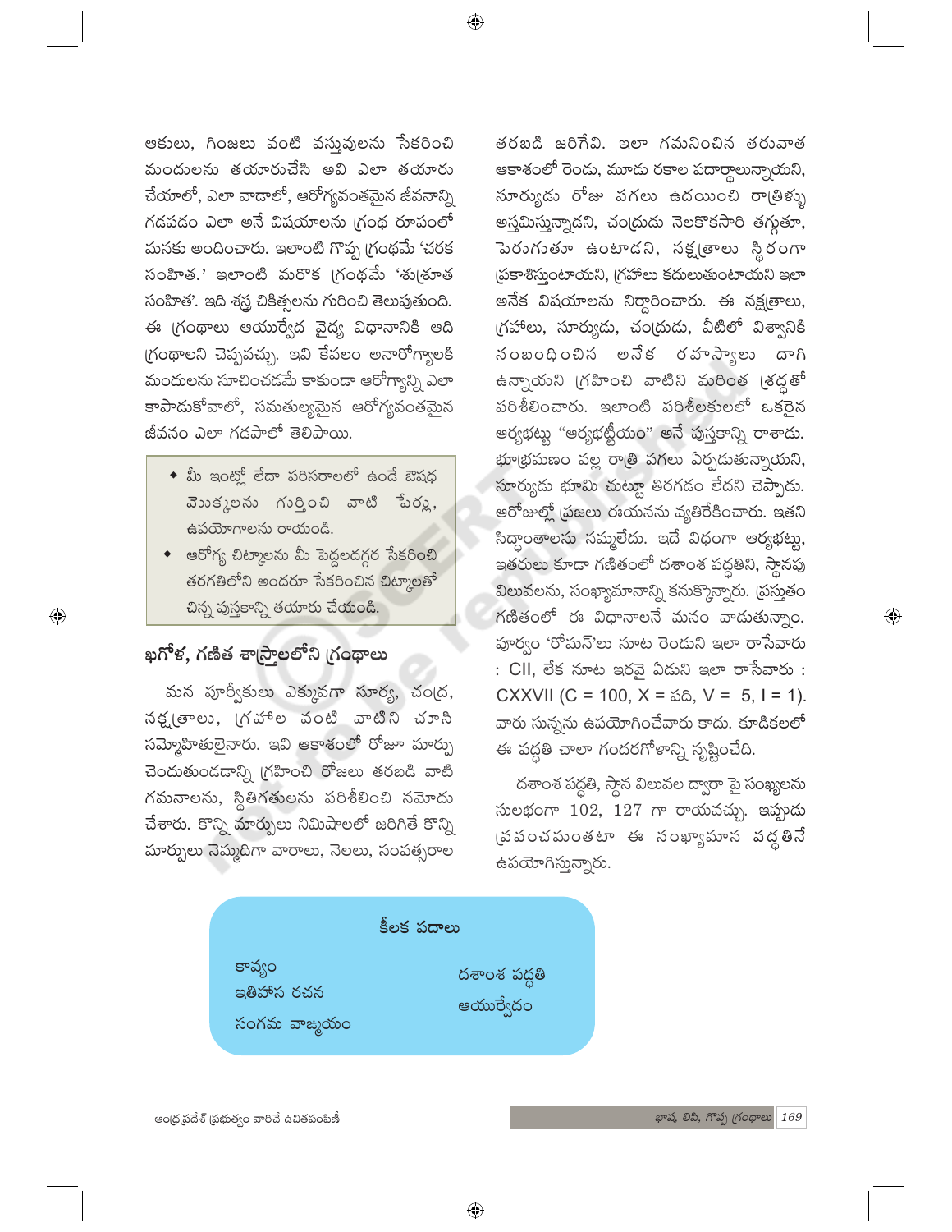ఆకులు, గింజలు వంటి వస్తువులను సేకరించి మందులను తయారుచేసి అవి ఎలా తయారు చేయాలో, ఎలా వాడాలో, ఆరోగ్యవంతమైన జీవనాన్ని గడపడం ఎలా అనే విషయాలను గ్రంథ రూపంలో మనకు అందించారు. ఇలాంటి గొప్ప గ్రంథమే 'చరక సంహిత.' ఇలాంటి మరొక గ్రంథమే 'శుశ్రూత సంహిత'. ఇది శస్త్ర చికిత్సలను గురించి తెలుపుతుంది. ఈ గ్రంథాలు ఆయుర్వేద వైద్య విధానానికి ఆది గ్రంథాలని చెప్పవచ్చు. ఇవి కేవలం అనారోగ్యాలకి మందులను సూచించడమే కాకుండా ఆరోగ్యాన్ని ఎలా కాపాడుకోవాలో, సమతుల్యమైన ఆరోగ్యవంతమైన జీవనం ఎలా గడపాలో తెలిపాయి.

- మీ ఇంట్లో లేదా పరిసరాలలో ఉండే ఔషధ మొక్కలను గుర్తించి వాటి పేర్లు, ఉపయోగాలను రాయండి.
- ఆరోగ్య చిట్కాలను మీ పెద్దలదగ్గర సేకరించి తరగతిలోని అందరూ సేకరించిన చిట్కాలతో చిన్న పుస్తకాన్ని తయారు చేయండి.

## ఖగోళ, గణిత శాస్త్రాలలోని గ్రంథాలు

మన పూర్వీకులు ఎక్కువగా సూర్య, చంద్ర, నక్షత్రాలు, గ్రహాల వంటి వాటిని చూసి సమ్మోహితులైనారు. ఇవి ఆకాశంలో రోజూ మార్పు చెందుతుండడాన్ని గ్రహించి రోజులు తరబడి వాటి గమనాలను, స్థితిగతులను పరిశీలించి నమోదు చేశారు. కొన్ని మార్పులు నిమిషాలలో జరిగితే కొన్ని మార్పులు నెమ్మదిగా వారాలు, నెలలు, సంవత్సరాల తరబడి జరిగేవి. ఇలా గమనించిన తరువాత ఆకాశంలో రెండు, మూడు రకాల పదార్థాలున్నాయని, సూర్యుడు రోజు పగలు ఉదయించి రాత్రిళ్ళు అస్తమిస్తున్నాడని, చంద్రుడు నెలకొకసారి తగ్గుతూ, పెరుగుతూ ఉంటాడని, నక్షత్రాలు స్థిరంగా ప్రకాశిస్తుంటాయని, గ్రహాలు కదులుతుంటాయని ఇలా అనేక విషయాలను నిర్ధారించారు. ఈ నక్షత్రాలు, గ్రహాలు, సూర్యుడు, చంద్రుడు, వీటిలో విశ్వానికి సంబంధించిన అనేక రహస్యాలు దాగి ఉన్నాయని గ్రహించి వాటిని మరింత శ్రద్ధతో పరిశీలించారు. ఇలాంటి పరిశీలకులలో ఒకరైన ఆర్యభట్టు "ఆర్యభట్టీయం" అనే పుస్తకాన్ని రాశాడు. భూభ్రమణం వల్ల రాత్రి పగలు ఏర్పడుతున్నాయని, సూర్యుడు భూమి చుట్టూ తిరగడం లేదని చెప్పాడు. ఆరోజుల్లో ప్రజలు ఈయనను వ్యతిరేకించారు. ఇతని సిద్ధాంతాలను నమ్మలేదు. ఇదే విధంగా ఆర్యభట్టు, ఇతరులు కూడా గణితంలో దశాంశ పద్ధతిని, స్థానపు విలువలను, సంఖ్యామానాన్ని కనుక్కొన్నారు. ప్రస్తుతం గణితంలో ఈ విధానాలనే మనం వాడుతున్నాం. పూర్వం 'రోమన్'లు నూట రెండుని ఇలా రాసేవారు : CII, లేక నూట ఇరవై ఏడుని ఇలా రాసేవారు : CXXVII (C = 100, X = పది, V = 5, I = 1). వారు సున్నను ఉపయోగించేవారు కాదు. కూడికలలో ఈ పద్ధతి చాలా గందరగోళాన్ని సృష్టించేది.

దశాంశ పద్ధతి, స్థాన విలువల ద్వారా పై సంఖ్యలను సులభంగా 102, 127 గా రాయవచ్చు. ఇప్పుడు ప్రపంచమంతటా ఈ సంఖ్యామాన పద్ధతినే ఉపయోగిస్తున్నారు.

**కీలక పదాలు**

- కావ్యం
- ఇతిహాస రచన
- సంగమ వాఙ్మయం
- దశాంశ పద్ధతి
- ఆయుర్వేదం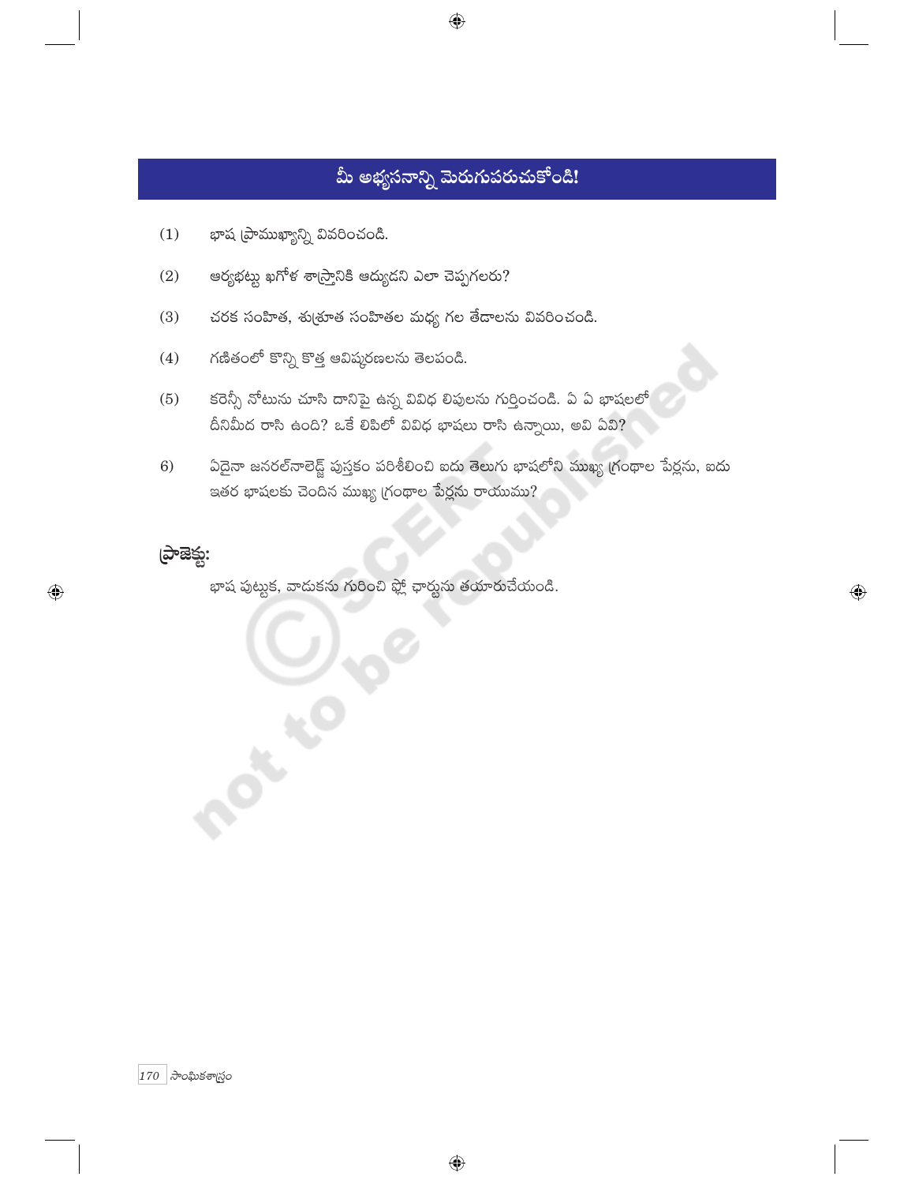## మీ అభ్యసనాన్ని మెరుగుపరుచుకోండి!

(1) భాష ప్రాముఖ్యాన్ని వివరించండి.

(2) ఆర్యభట్టు ఖగోళ శాస్త్రానికి ఆద్యుడని ఎలా చెప్పగలరు?

(3) చరక సంహిత, శుశ్రుత సంహితల మధ్య గల తేడాలను వివరించండి.

(4) గణితంలో కొన్ని కొత్త ఆవిష్కరణలను తెలపండి.

(5) కరెన్సీ నోటును చూసి దానిపై ఉన్న వివిధ లిపులను గుర్తించండి. ఏ ఏ భాషలలో దీనిమీద రాసి ఉంది? ఒకే లిపిలో వివిధ భాషలు రాసి ఉన్నాయి, అవి ఏవి?

6) ఏదైనా జనరల్‌నాలెడ్జ్ పుస్తకం పరిశీలించి ఐదు తెలుగు భాషలోని ముఖ్య గ్రంథాల పేర్లను, ఐదు ఇతర భాషలకు చెందిన ముఖ్య గ్రంథాల పేర్లను రాయుము?

### ప్రాజెక్టు:

భాష పుట్టుక, వాడుకను గురించి ఫ్లో ఛార్టును తయారుచేయండి.